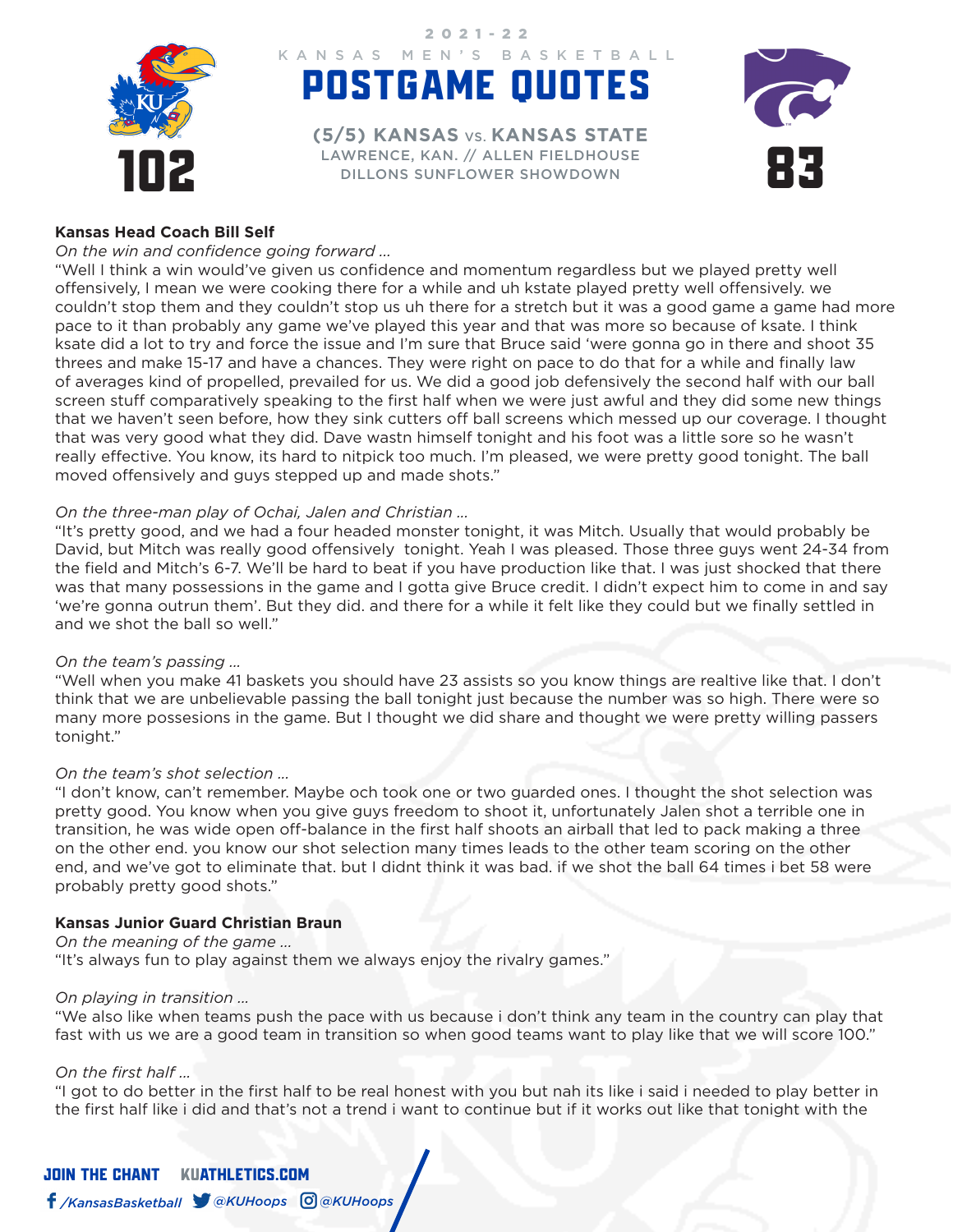2021-22

KANSAS MEN'S BASKETBALL

# POSTGAME QUOTES

**(5/5) KANSAS vs. KANSAS STATE**
LAWRENCE, KAN. // ALLEN FIELDHOUSE
DILLONS SUNFLOWER SHOWDOWN

**102** – **83**

**Kansas Head Coach Bill Self**

*On the win and confidence going forward ...*

"Well I think a win would've given us confidence and momentum regardless but we played pretty well offensively, I mean we were cooking there for a while and uh kstate played pretty well offensively. we couldn't stop them and they couldn't stop us uh there for a stretch but it was a good game a game had more pace to it than probably any game we've played this year and that was more so because of ksate. I think ksate did a lot to try and force the issue and I'm sure that Bruce said 'were gonna go in there and shoot 35 threes and make 15-17 and have a chances. They were right on pace to do that for a while and finally law of averages kind of propelled, prevailed for us. We did a good job defensively the second half with our ball screen stuff comparatively speaking to the first half when we were just awful and they did some new things that we haven't seen before, how they sink cutters off ball screens which messed up our coverage. I thought that was very good what they did. Dave wastn himself tonight and his foot was a little sore so he wasn't really effective. You know, its hard to nitpick too much. I'm pleased, we were pretty good tonight. The ball moved offensively and guys stepped up and made shots."

*On the three-man play of Ochai, Jalen and Christian ...*

"It's pretty good, and we had a four headed monster tonight, it was Mitch. Usually that would probably be David, but Mitch was really good offensively tonight. Yeah I was pleased. Those three guys went 24-34 from the field and Mitch's 6-7. We'll be hard to beat if you have production like that. I was just shocked that there was that many possessions in the game and I gotta give Bruce credit. I didn't expect him to come in and say 'we're gonna outrun them'. But they did. and there for a while it felt like they could but we finally settled in and we shot the ball so well."

*On the team's passing ...*

"Well when you make 41 baskets you should have 23 assists so you know things are realtive like that. I don't think that we are unbelievable passing the ball tonight just because the number was so high. There were so many more possesions in the game. But I thought we did share and thought we were pretty willing passers tonight."

*On the team's shot selection ...*

"I don't know, can't remember. Maybe och took one or two guarded ones. I thought the shot selection was pretty good. You know when you give guys freedom to shoot it, unfortunately Jalen shot a terrible one in transition, he was wide open off-balance in the first half shoots an airball that led to pack making a three on the other end. you know our shot selection many times leads to the other team scoring on the other end, and we've got to eliminate that. but I didnt think it was bad. if we shot the ball 64 times i bet 58 were probably pretty good shots."

**Kansas Junior Guard Christian Braun**

*On the meaning of the game ...*

"It's always fun to play against them we always enjoy the rivalry games."

*On playing in transition ...*

"We also like when teams push the pace with us because i don't think any team in the country can play that fast with us we are a good team in transition so when good teams want to play like that we will score 100."

*On the first half ...*

"I got to do better in the first half to be real honest with you but nah its like i said i needed to play better in the first half like i did and that's not a trend i want to continue but if it works out like that tonight with the

JOIN THE CHANT KUATHLETICS.COM
/KansasBasketball @KUHoops @KUHoops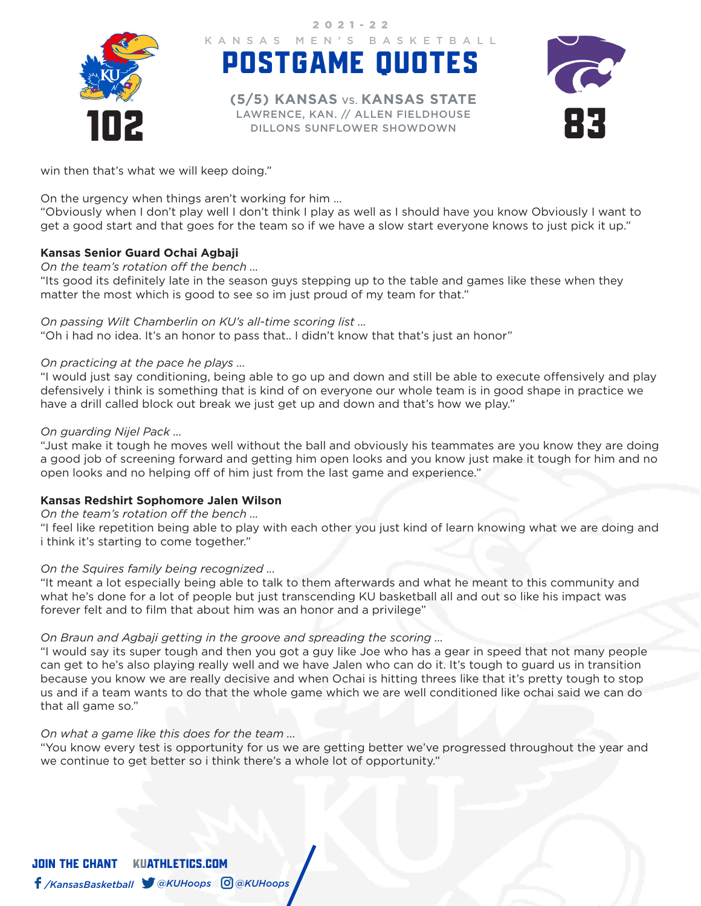win then that's what we will keep doing."

On the urgency when things aren't working for him ...
"Obviously when I don't play well I don't think I play as well as I should have you know Obviously I want to get a good start and that goes for the team so if we have a slow start everyone knows to just pick it up."

**Kansas Senior Guard Ochai Agbaji**

*On the team's rotation off the bench ...*
"Its good its definitely late in the season guys stepping up to the table and games like these when they matter the most which is good to see so im just proud of my team for that."

*On passing Wilt Chamberlin on KU's all-time scoring list ...*
"Oh i had no idea. It's an honor to pass that.. I didn't know that that's just an honor"

*On practicing at the pace he plays ...*
"I would just say conditioning, being able to go up and down and still be able to execute offensively and play defensively i think is something that is kind of on everyone our whole team is in good shape in practice we have a drill called block out break we just get up and down and that's how we play."

*On guarding Nijel Pack ...*
"Just make it tough he moves well without the ball and obviously his teammates are you know they are doing a good job of screening forward and getting him open looks and you know just make it tough for him and no open looks and no helping off of him just from the last game and experience."

**Kansas Redshirt Sophomore Jalen Wilson**

*On the team's rotation off the bench ...*
"I feel like repetition being able to play with each other you just kind of learn knowing what we are doing and i think it's starting to come together."

*On the Squires family being recognized ...*
"It meant a lot especially being able to talk to them afterwards and what he meant to this community and what he's done for a lot of people but just transcending KU basketball all and out so like his impact was forever felt and to film that about him was an honor and a privilege"

*On Braun and Agbaji getting in the groove and spreading the scoring ...*
"I would say its super tough and then you got a guy like Joe who has a gear in speed that not many people can get to he's also playing really well and we have Jalen who can do it. It's tough to guard us in transition because you know we are really decisive and when Ochai is hitting threes like that it's pretty tough to stop us and if a team wants to do that the whole game which we are well conditioned like ochai said we can do that all game so."

*On what a game like this does for the team ...*
"You know every test is opportunity for us we are getting better we've progressed throughout the year and we continue to get better so i think there's a whole lot of opportunity."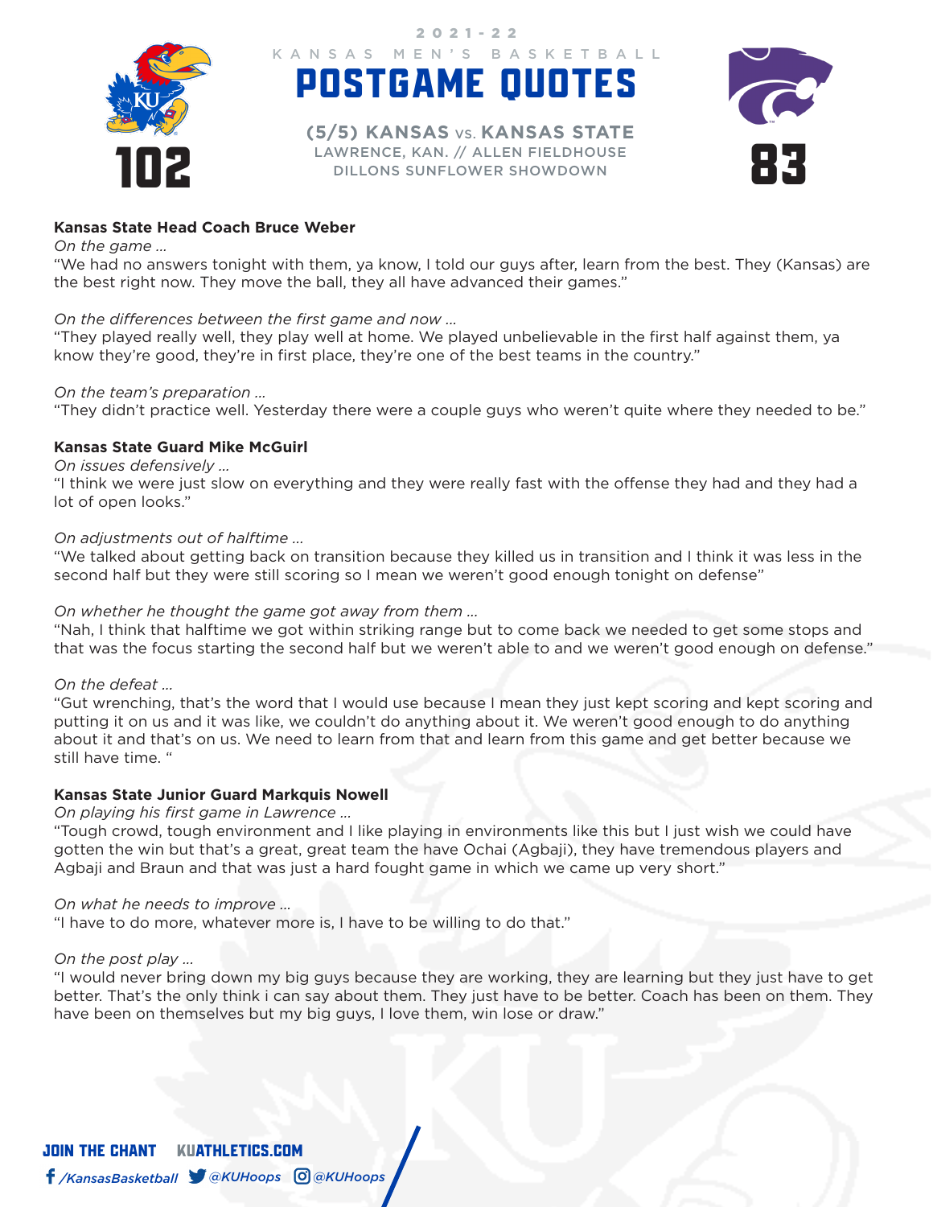# 2021-22 KANSAS MEN'S BASKETBALL

# POSTGAME QUOTES

**(5/5) KANSAS vs. KANSAS STATE**
LAWRENCE, KAN. // ALLEN FIELDHOUSE
DILLONS SUNFLOWER SHOWDOWN

**102** — **83**

**Kansas State Head Coach Bruce Weber**

*On the game …*
"We had no answers tonight with them, ya know, I told our guys after, learn from the best. They (Kansas) are the best right now. They move the ball, they all have advanced their games."

*On the differences between the first game and now …*
"They played really well, they play well at home. We played unbelievable in the first half against them, ya know they're good, they're in first place, they're one of the best teams in the country."

*On the team's preparation …*
"They didn't practice well. Yesterday there were a couple guys who weren't quite where they needed to be."

**Kansas State Guard Mike McGuirl**

*On issues defensively …*
"I think we were just slow on everything and they were really fast with the offense they had and they had a lot of open looks."

*On adjustments out of halftime …*
"We talked about getting back on transition because they killed us in transition and I think it was less in the second half but they were still scoring so I mean we weren't good enough tonight on defense"

*On whether he thought the game got away from them …*
"Nah, I think that halftime we got within striking range but to come back we needed to get some stops and that was the focus starting the second half but we weren't able to and we weren't good enough on defense."

*On the defeat …*
"Gut wrenching, that's the word that I would use because I mean they just kept scoring and kept scoring and putting it on us and it was like, we couldn't do anything about it. We weren't good enough to do anything about it and that's on us. We need to learn from that and learn from this game and get better because we still have time. "

**Kansas State Junior Guard Markquis Nowell**

*On playing his first game in Lawrence …*
"Tough crowd, tough environment and I like playing in environments like this but I just wish we could have gotten the win but that's a great, great team the have Ochai (Agbaji), they have tremendous players and Agbaji and Braun and that was just a hard fought game in which we came up very short."

*On what he needs to improve …*
"I have to do more, whatever more is, I have to be willing to do that."

*On the post play …*
"I would never bring down my big guys because they are working, they are learning but they just have to get better. That's the only think i can say about them. They just have to be better. Coach has been on them. They have been on themselves but my big guys, I love them, win lose or draw."

JOIN THE CHANT KUATHLETICS.COM
/KansasBasketball @KUHoops @KUHoops